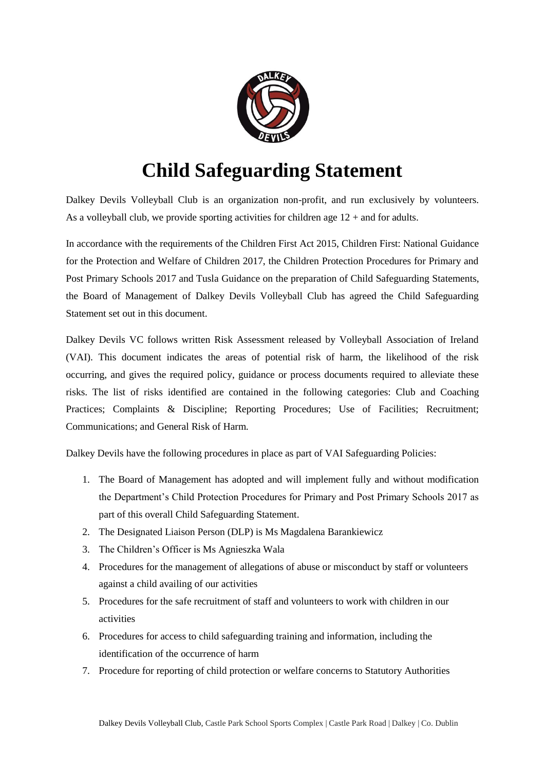# Child Safeguarding Statement

Dalkey Devils Volleyball Club is an organization non-profit, and run exclusively by volunteers. As a volleyball club, we provide sporting activities for children age 12 + and for adults.

In accordance with the requirements of the Children First Act 2015, Children First: National Guidance for the Protection and Welfare of Children 2017, the Children Protection Procedures for Primary and Post Primary Schools 2017 and Tusla Guidance on the preparation of Child Safeguarding Statements, the Board of Management of Dalkey Devils Volleyball Club has agreed the Child Safeguarding Statement set out in this document.

Dalkey Devils VC follows written Risk Assessment released by Volleyball Association of Ireland (VAI). This document indicates the areas of potential risk of harm, the likelihood of the risk occurring, and gives the required policy, guidance or process documents required to alleviate these risks. The list of risks identified are contained in the following categories: Club and Coaching Practices; Complaints & Discipline; Reporting Procedures; Use of Facilities; Recruitment; Communications; and General Risk of Harm.

Dalkey Devils have the following procedures in place as part of VAI Safeguarding Policies:

1. The Board of Management has adopted and will implement fully and without modification the Department's Child Protection Procedures for Primary and Post Primary Schools 2017 as part of this overall Child Safeguarding Statement.
2. The Designated Liaison Person (DLP) is Ms Magdalena Barankiewicz
3. The Children's Officer is Ms Agnieszka Wala
4. Procedures for the management of allegations of abuse or misconduct by staff or volunteers against a child availing of our activities
5. Procedures for the safe recruitment of staff and volunteers to work with children in our activities
6. Procedures for access to child safeguarding training and information, including the identification of the occurrence of harm
7. Procedure for reporting of child protection or welfare concerns to Statutory Authorities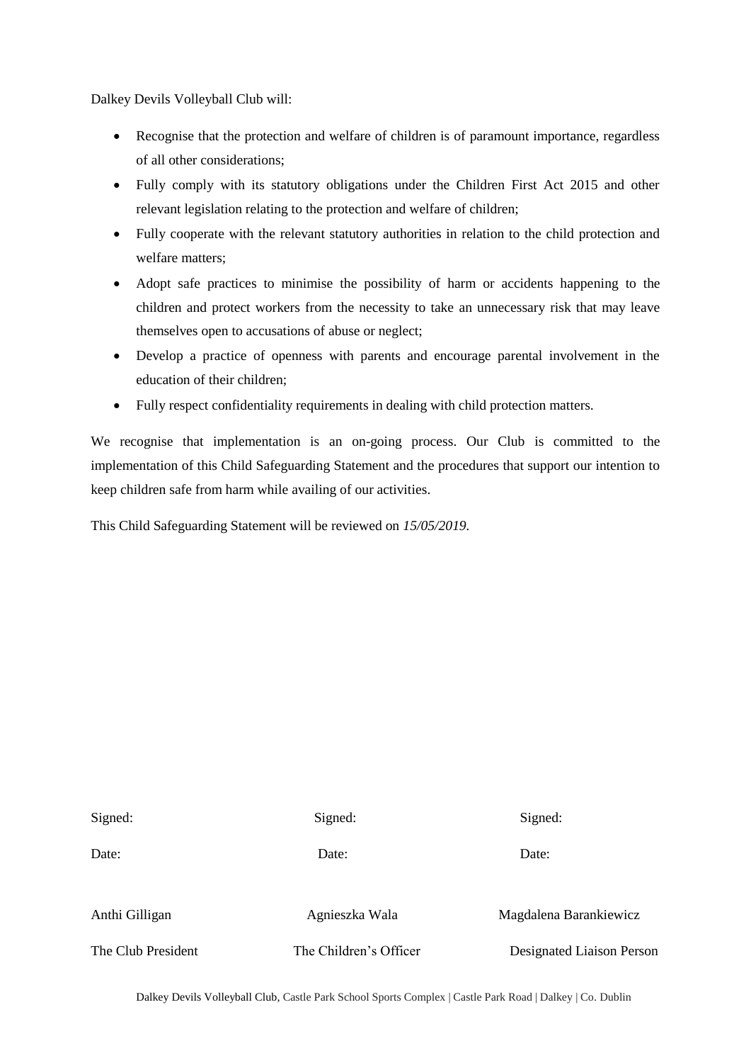Dalkey Devils Volleyball Club will:

- Recognise that the protection and welfare of children is of paramount importance, regardless of all other considerations;
- Fully comply with its statutory obligations under the Children First Act 2015 and other relevant legislation relating to the protection and welfare of children;
- Fully cooperate with the relevant statutory authorities in relation to the child protection and welfare matters;
- Adopt safe practices to minimise the possibility of harm or accidents happening to the children and protect workers from the necessity to take an unnecessary risk that may leave themselves open to accusations of abuse or neglect;
- Develop a practice of openness with parents and encourage parental involvement in the education of their children;
- Fully respect confidentiality requirements in dealing with child protection matters.

We recognise that implementation is an on-going process. Our Club is committed to the implementation of this Child Safeguarding Statement and the procedures that support our intention to keep children safe from harm while availing of our activities.

This Child Safeguarding Statement will be reviewed on *15/05/2019*.

| | | |
|---|---|---|
| Signed: | Signed: | Signed: |
| Date: | Date: | Date: |
| Anthi Gilligan | Agnieszka Wala | Magdalena Barankiewicz |
| The Club President | The Children's Officer | Designated Liaison Person |

Dalkey Devils Volleyball Club, Castle Park School Sports Complex | Castle Park Road | Dalkey | Co. Dublin